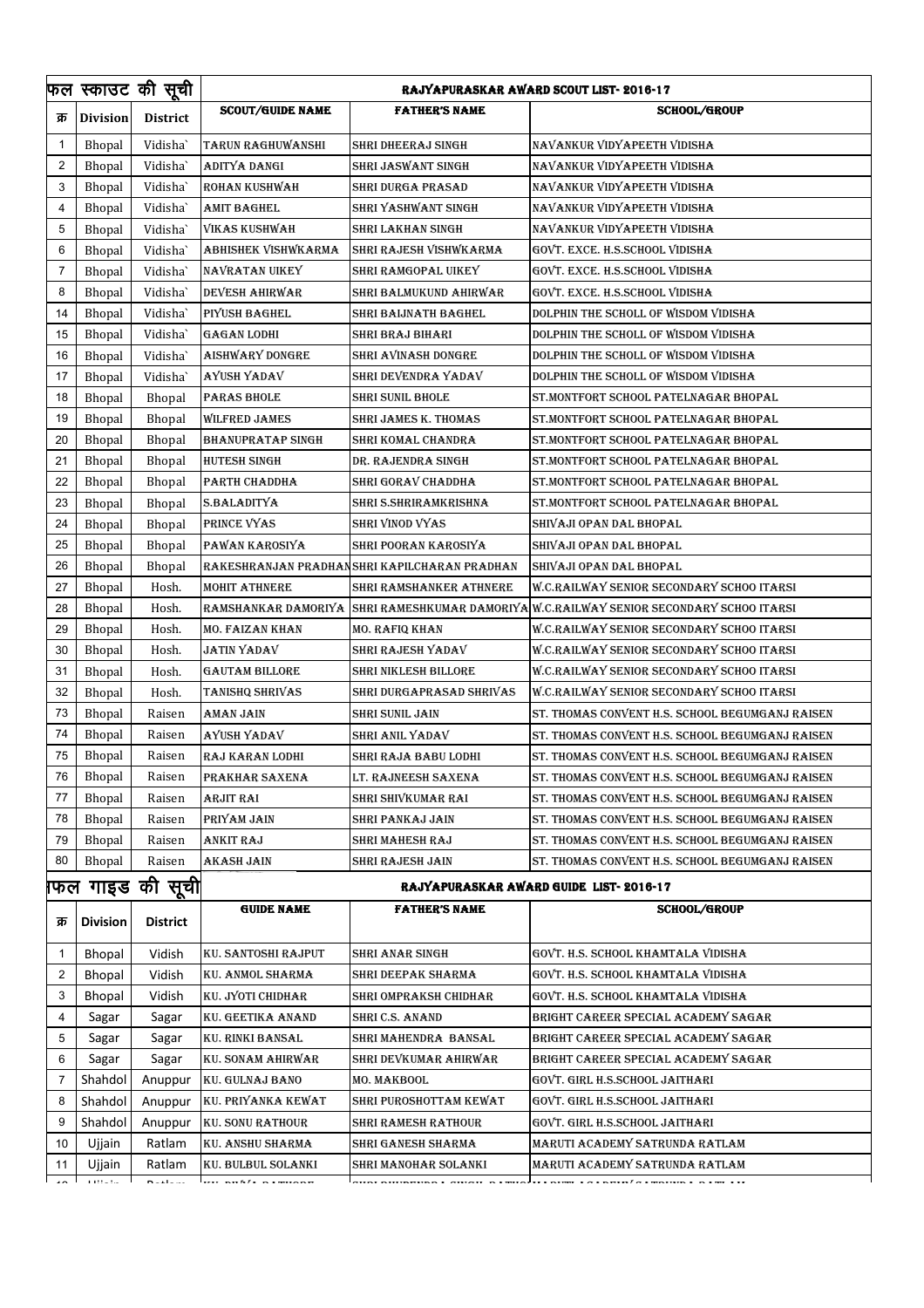| फल स्काउट की सूची | | | RAJYAPURASKAR AWARD SCOUT LIST- 2016-17 | | |
|---|---|---|---|---|---|
| क्र | Division | District | SCOUT/GUIDE NAME | FATHER'S NAME | SCHOOL/GROUP |
| 1 | Bhopal | Vidisha` | TARUN RAGHUWANSHI | SHRI DHEERAJ SINGH | NAVANKUR VIDYAPEETH VIDISHA |
| 2 | Bhopal | Vidisha` | ADITYA DANGI | SHRI JASWANT SINGH | NAVANKUR VIDYAPEETH VIDISHA |
| 3 | Bhopal | Vidisha` | ROHAN KUSHWAH | SHRI DURGA PRASAD | NAVANKUR VIDYAPEETH VIDISHA |
| 4 | Bhopal | Vidisha` | AMIT BAGHEL | SHRI YASHWANT SINGH | NAVANKUR VIDYAPEETH VIDISHA |
| 5 | Bhopal | Vidisha` | VIKAS KUSHWAH | SHRI LAKHAN SINGH | NAVANKUR VIDYAPEETH VIDISHA |
| 6 | Bhopal | Vidisha` | ABHISHEK VISHWKARMA | SHRI RAJESH VISHWKARMA | GOVT. EXCE. H.S.SCHOOL VIDISHA |
| 7 | Bhopal | Vidisha` | NAVRATAN UIKEY | SHRI RAMGOPAL UIKEY | GOVT. EXCE. H.S.SCHOOL VIDISHA |
| 8 | Bhopal | Vidisha` | DEVESH AHIRWAR | SHRI BALMUKUND AHIRWAR | GOVT. EXCE. H.S.SCHOOL VIDISHA |
| 14 | Bhopal | Vidisha` | PIYUSH BAGHEL | SHRI BAIJNATH BAGHEL | DOLPHIN THE SCHOLL OF WISDOM VIDISHA |
| 15 | Bhopal | Vidisha` | GAGAN LODHI | SHRI BRAJ BIHARI | DOLPHIN THE SCHOLL OF WISDOM VIDISHA |
| 16 | Bhopal | Vidisha` | AISHWARY DONGRE | SHRI AVINASH DONGRE | DOLPHIN THE SCHOLL OF WISDOM VIDISHA |
| 17 | Bhopal | Vidisha` | AYUSH YADAV | SHRI DEVENDRA YADAV | DOLPHIN THE SCHOLL OF WISDOM VIDISHA |
| 18 | Bhopal | Bhopal | PARAS BHOLE | SHRI SUNIL BHOLE | ST.MONTFORT SCHOOL PATELNAGAR BHOPAL |
| 19 | Bhopal | Bhopal | WILFRED JAMES | SHRI JAMES K. THOMAS | ST.MONTFORT SCHOOL PATELNAGAR BHOPAL |
| 20 | Bhopal | Bhopal | BHANUPRATAP SINGH | SHRI KOMAL CHANDRA | ST.MONTFORT SCHOOL PATELNAGAR BHOPAL |
| 21 | Bhopal | Bhopal | HUTESH SINGH | DR. RAJENDRA SINGH | ST.MONTFORT SCHOOL PATELNAGAR BHOPAL |
| 22 | Bhopal | Bhopal | PARTH CHADDHA | SHRI GORAV CHADDHA | ST.MONTFORT SCHOOL PATELNAGAR BHOPAL |
| 23 | Bhopal | Bhopal | S.BALADITYA | SHRI S.SHRIRAMKRISHNA | ST.MONTFORT SCHOOL PATELNAGAR BHOPAL |
| 24 | Bhopal | Bhopal | PRINCE VYAS | SHRI VINOD VYAS | SHIVAJI OPAN DAL BHOPAL |
| 25 | Bhopal | Bhopal | PAWAN KAROSIYA | SHRI POORAN KAROSIYA | SHIVAJI OPAN DAL BHOPAL |
| 26 | Bhopal | Bhopal | RAKESHRANJAN PRADHAN | SHRI KAPILCHARAN PRADHAN | SHIVAJI OPAN DAL BHOPAL |
| 27 | Bhopal | Hosh. | MOHIT ATHNERE | SHRI RAMSHANKER ATHNERE | W.C.RAILWAY SENIOR SECONDARY SCHOO ITARSI |
| 28 | Bhopal | Hosh. | RAMSHANKAR DAMORIYA | SHRI RAMESHKUMAR DAMORIYA | W.C.RAILWAY SENIOR SECONDARY SCHOO ITARSI |
| 29 | Bhopal | Hosh. | MO. FAIZAN KHAN | MO. RAFIQ KHAN | W.C.RAILWAY SENIOR SECONDARY SCHOO ITARSI |
| 30 | Bhopal | Hosh. | JATIN YADAV | SHRI RAJESH YADAV | W.C.RAILWAY SENIOR SECONDARY SCHOO ITARSI |
| 31 | Bhopal | Hosh. | GAUTAM BILLORE | SHRI NIKLESH BILLORE | W.C.RAILWAY SENIOR SECONDARY SCHOO ITARSI |
| 32 | Bhopal | Hosh. | TANISHQ SHRIVAS | SHRI DURGAPRASAD SHRIVAS | W.C.RAILWAY SENIOR SECONDARY SCHOO ITARSI |
| 73 | Bhopal | Raisen | AMAN JAIN | SHRI SUNIL JAIN | ST. THOMAS CONVENT H.S. SCHOOL BEGUMGANJ RAISEN |
| 74 | Bhopal | Raisen | AYUSH YADAV | SHRI ANIL YADAV | ST. THOMAS CONVENT H.S. SCHOOL BEGUMGANJ RAISEN |
| 75 | Bhopal | Raisen | RAJ KARAN LODHI | SHRI RAJA BABU LODHI | ST. THOMAS CONVENT H.S. SCHOOL BEGUMGANJ RAISEN |
| 76 | Bhopal | Raisen | PRAKHAR SAXENA | LT. RAJNEESH SAXENA | ST. THOMAS CONVENT H.S. SCHOOL BEGUMGANJ RAISEN |
| 77 | Bhopal | Raisen | ARJIT RAI | SHRI SHIVKUMAR RAI | ST. THOMAS CONVENT H.S. SCHOOL BEGUMGANJ RAISEN |
| 78 | Bhopal | Raisen | PRIYAM JAIN | SHRI PANKAJ JAIN | ST. THOMAS CONVENT H.S. SCHOOL BEGUMGANJ RAISEN |
| 79 | Bhopal | Raisen | ANKIT RAJ | SHRI MAHESH RAJ | ST. THOMAS CONVENT H.S. SCHOOL BEGUMGANJ RAISEN |
| 80 | Bhopal | Raisen | AKASH JAIN | SHRI RAJESH JAIN | ST. THOMAS CONVENT H.S. SCHOOL BEGUMGANJ RAISEN |

| फल गाइड की सूची | | | RAJYAPURASKAR AWARD GUIDE LIST- 2016-17 | | |
|---|---|---|---|---|---|
| क्र | Division | District | GUIDE NAME | FATHER'S NAME | SCHOOL/GROUP |
| 1 | Bhopal | Vidish | KU. SANTOSHI RAJPUT | SHRI ANAR SINGH | GOVT. H.S. SCHOOL KHAMTALA VIDISHA |
| 2 | Bhopal | Vidish | KU. ANMOL SHARMA | SHRI DEEPAK SHARMA | GOVT. H.S. SCHOOL KHAMTALA VIDISHA |
| 3 | Bhopal | Vidish | KU. JYOTI CHIDHAR | SHRI OMPRAKSH CHIDHAR | GOVT. H.S. SCHOOL KHAMTALA VIDISHA |
| 4 | Sagar | Sagar | KU. GEETIKA ANAND | SHRI C.S. ANAND | BRIGHT CAREER SPECIAL ACADEMY SAGAR |
| 5 | Sagar | Sagar | KU. RINKI BANSAL | SHRI MAHENDRA BANSAL | BRIGHT CAREER SPECIAL ACADEMY SAGAR |
| 6 | Sagar | Sagar | KU. SONAM AHIRWAR | SHRI DEVKUMAR AHIRWAR | BRIGHT CAREER SPECIAL ACADEMY SAGAR |
| 7 | Shahdol | Anuppur | KU. GULNAJ BANO | MO. MAKBOOL | GOVT. GIRL H.S.SCHOOL JAITHARI |
| 8 | Shahdol | Anuppur | KU. PRIYANKA KEWAT | SHRI PUROSHOTTAM KEWAT | GOVT. GIRL H.S.SCHOOL JAITHARI |
| 9 | Shahdol | Anuppur | KU. SONU RATHOUR | SHRI RAMESH RATHOUR | GOVT. GIRL H.S.SCHOOL JAITHARI |
| 10 | Ujjain | Ratlam | KU. ANSHU SHARMA | SHRI GANESH SHARMA | MARUTI ACADEMY SATRUNDA RATLAM |
| 11 | Ujjain | Ratlam | KU. BULBUL SOLANKI | SHRI MANOHAR SOLANKI | MARUTI ACADEMY SATRUNDA RATLAM |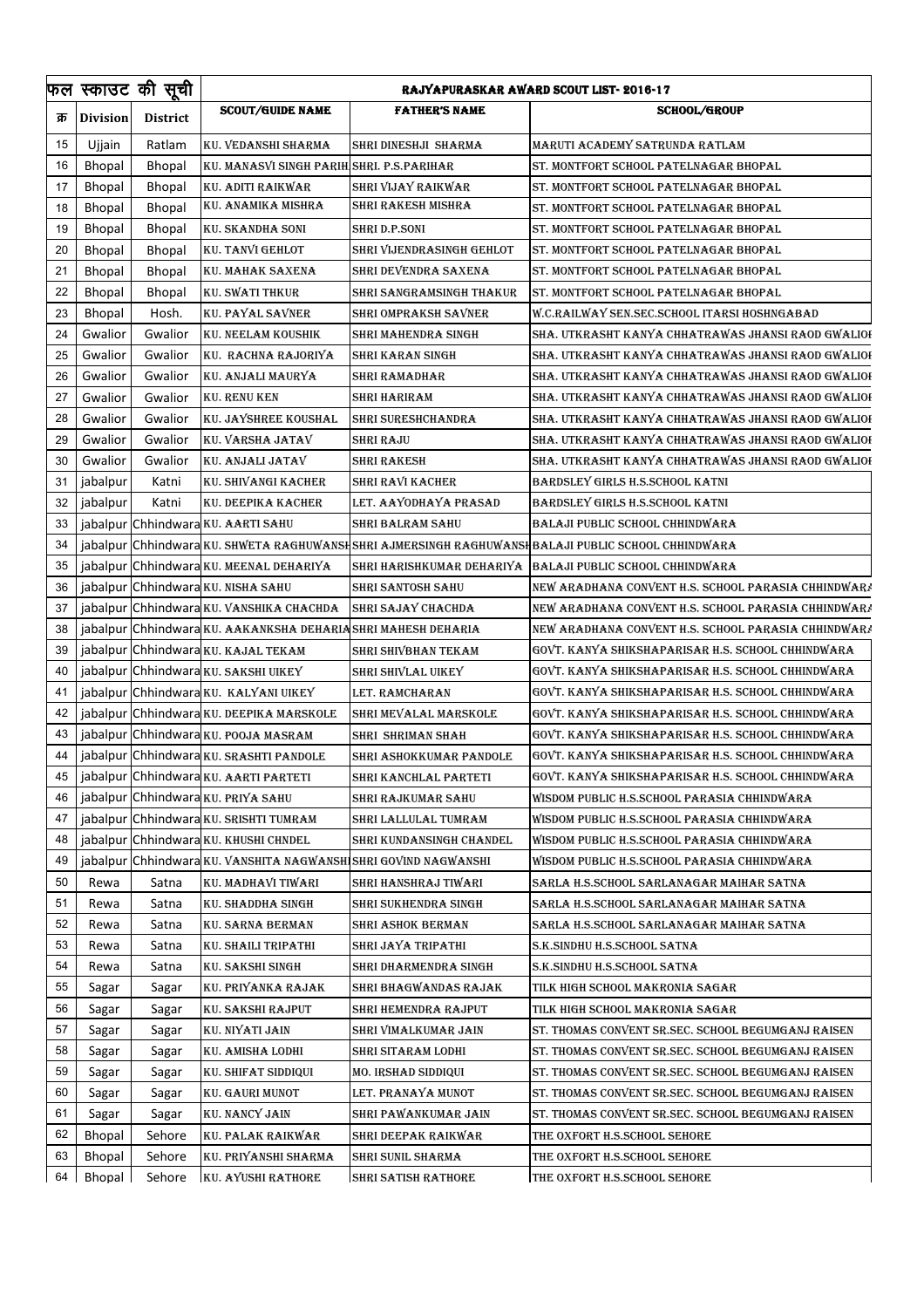| फल स्काउट की सूची | | | RAJYAPURASKAR AWARD SCOUT LIST- 2016-17 | | |
|---|---|---|---|---|---|
| क्र | Division | District | SCOUT/GUIDE NAME | FATHER'S NAME | SCHOOL/GROUP |
| 15 | Ujjain | Ratlam | KU. VEDANSHI SHARMA | SHRI DINESHJI SHARMA | MARUTI ACADEMY SATRUNDA RATLAM |
| 16 | Bhopal | Bhopal | KU. MANASVI SINGH PARIH | SHRI. P.S.PARIHAR | ST. MONTFORT SCHOOL PATELNAGAR BHOPAL |
| 17 | Bhopal | Bhopal | KU. ADITI RAIKWAR | SHRI VIJAY RAIKWAR | ST. MONTFORT SCHOOL PATELNAGAR BHOPAL |
| 18 | Bhopal | Bhopal | KU. ANAMIKA MISHRA | SHRI RAKESH MISHRA | ST. MONTFORT SCHOOL PATELNAGAR BHOPAL |
| 19 | Bhopal | Bhopal | KU. SKANDHA SONI | SHRI D.P.SONI | ST. MONTFORT SCHOOL PATELNAGAR BHOPAL |
| 20 | Bhopal | Bhopal | KU. TANVI GEHLOT | SHRI VIJENDRASINGH GEHLOT | ST. MONTFORT SCHOOL PATELNAGAR BHOPAL |
| 21 | Bhopal | Bhopal | KU. MAHAK SAXENA | SHRI DEVENDRA SAXENA | ST. MONTFORT SCHOOL PATELNAGAR BHOPAL |
| 22 | Bhopal | Bhopal | KU. SWATI THKUR | SHRI SANGRAMSINGH THAKUR | ST. MONTFORT SCHOOL PATELNAGAR BHOPAL |
| 23 | Bhopal | Hosh. | KU. PAYAL SAVNER | SHRI OMPRAKSH SAVNER | W.C.RAILWAY SEN.SEC.SCHOOL ITARSI HOSHNGABAD |
| 24 | Gwalior | Gwalior | KU. NEELAM KOUSHIK | SHRI MAHENDRA SINGH | SHA. UTKRASHT KANYA CHHATRAWAS JHANSI RAOD GWALIOR |
| 25 | Gwalior | Gwalior | KU. RACHNA RAJORIYA | SHRI KARAN SINGH | SHA. UTKRASHT KANYA CHHATRAWAS JHANSI RAOD GWALIOR |
| 26 | Gwalior | Gwalior | KU. ANJALI MAURYA | SHRI RAMADHAR | SHA. UTKRASHT KANYA CHHATRAWAS JHANSI RAOD GWALIOR |
| 27 | Gwalior | Gwalior | KU. RENU KEN | SHRI HARIRAM | SHA. UTKRASHT KANYA CHHATRAWAS JHANSI RAOD GWALIOR |
| 28 | Gwalior | Gwalior | KU. JAYSHREE KOUSHAL | SHRI SURESHCHANDRA | SHA. UTKRASHT KANYA CHHATRAWAS JHANSI RAOD GWALIOR |
| 29 | Gwalior | Gwalior | KU. VARSHA JATAV | SHRI RAJU | SHA. UTKRASHT KANYA CHHATRAWAS JHANSI RAOD GWALIOR |
| 30 | Gwalior | Gwalior | KU. ANJALI JATAV | SHRI RAKESH | SHA. UTKRASHT KANYA CHHATRAWAS JHANSI RAOD GWALIOR |
| 31 | jabalpur | Katni | KU. SHIVANGI KACHER | SHRI RAVI KACHER | BARDSLEY GIRLS H.S.SCHOOL KATNI |
| 32 | jabalpur | Katni | KU. DEEPIKA KACHER | LET. AAYODHAYA PRASAD | BARDSLEY GIRLS H.S.SCHOOL KATNI |
| 33 | jabalpur | Chhindwara | KU. AARTI SAHU | SHRI BALRAM SAHU | BALAJI PUBLIC SCHOOL CHHINDWARA |
| 34 | jabalpur | Chhindwara | KU. SHWETA RAGHUWANSH | SHRI AJMERSINGH RAGHUWANSH | BALAJI PUBLIC SCHOOL CHHINDWARA |
| 35 | jabalpur | Chhindwara | KU. MEENAL DEHARIYA | SHRI HARISHKUMAR DEHARIYA | BALAJI PUBLIC SCHOOL CHHINDWARA |
| 36 | jabalpur | Chhindwara | KU. NISHA SAHU | SHRI SANTOSH SAHU | NEW ARADHANA CONVENT H.S. SCHOOL PARASIA CHHINDWARA |
| 37 | jabalpur | Chhindwara | KU. VANSHIKA CHACHDA | SHRI SAJAY CHACHDA | NEW ARADHANA CONVENT H.S. SCHOOL PARASIA CHHINDWARA |
| 38 | jabalpur | Chhindwara | KU. AAKANKSHA DEHARIA | SHRI MAHESH DEHARIA | NEW ARADHANA CONVENT H.S. SCHOOL PARASIA CHHINDWARA |
| 39 | jabalpur | Chhindwara | KU. KAJAL TEKAM | SHRI SHIVBHAN TEKAM | GOVT. KANYA SHIKSHAPARISAR H.S. SCHOOL CHHINDWARA |
| 40 | jabalpur | Chhindwara | KU. SAKSHI UIKEY | SHRI SHIVLAL UIKEY | GOVT. KANYA SHIKSHAPARISAR H.S. SCHOOL CHHINDWARA |
| 41 | jabalpur | Chhindwara | KU. KALYANI UIKEY | LET. RAMCHARAN | GOVT. KANYA SHIKSHAPARISAR H.S. SCHOOL CHHINDWARA |
| 42 | jabalpur | Chhindwara | KU. DEEPIKA MARSKOLE | SHRI MEVALAL MARSKOLE | GOVT. KANYA SHIKSHAPARISAR H.S. SCHOOL CHHINDWARA |
| 43 | jabalpur | Chhindwara | KU. POOJA MASRAM | SHRI SHRIMAN SHAH | GOVT. KANYA SHIKSHAPARISAR H.S. SCHOOL CHHINDWARA |
| 44 | jabalpur | Chhindwara | KU. SRASHTI PANDOLE | SHRI ASHOKKUMAR PANDOLE | GOVT. KANYA SHIKSHAPARISAR H.S. SCHOOL CHHINDWARA |
| 45 | jabalpur | Chhindwara | KU. AARTI PARTETI | SHRI KANCHLAL PARTETI | GOVT. KANYA SHIKSHAPARISAR H.S. SCHOOL CHHINDWARA |
| 46 | jabalpur | Chhindwara | KU. PRIYA SAHU | SHRI RAJKUMAR SAHU | WISDOM PUBLIC H.S.SCHOOL PARASIA CHHINDWARA |
| 47 | jabalpur | Chhindwara | KU. SRISHTI TUMRAM | SHRI LALLULAL TUMRAM | WISDOM PUBLIC H.S.SCHOOL PARASIA CHHINDWARA |
| 48 | jabalpur | Chhindwara | KU. KHUSHI CHNDEL | SHRI KUNDANSINGH CHANDEL | WISDOM PUBLIC H.S.SCHOOL PARASIA CHHINDWARA |
| 49 | jabalpur | Chhindwara | KU. VANSHITA NAGWANSHI | SHRI GOVIND NAGWANSHI | WISDOM PUBLIC H.S.SCHOOL PARASIA CHHINDWARA |
| 50 | Rewa | Satna | KU. MADHAVI TIWARI | SHRI HANSHRAJ TIWARI | SARLA H.S.SCHOOL SARLANAGAR MAIHAR SATNA |
| 51 | Rewa | Satna | KU. SHADDHA SINGH | SHRI SUKHENDRA SINGH | SARLA H.S.SCHOOL SARLANAGAR MAIHAR SATNA |
| 52 | Rewa | Satna | KU. SARNA BERMAN | SHRI ASHOK BERMAN | SARLA H.S.SCHOOL SARLANAGAR MAIHAR SATNA |
| 53 | Rewa | Satna | KU. SHAILI TRIPATHI | SHRI JAYA TRIPATHI | S.K.SINDHU H.S.SCHOOL SATNA |
| 54 | Rewa | Satna | KU. SAKSHI SINGH | SHRI DHARMENDRA SINGH | S.K.SINDHU H.S.SCHOOL SATNA |
| 55 | Sagar | Sagar | KU. PRIYANKA RAJAK | SHRI BHAGWANDAS RAJAK | TILK HIGH SCHOOL MAKRONIA SAGAR |
| 56 | Sagar | Sagar | KU. SAKSHI RAJPUT | SHRI HEMENDRA RAJPUT | TILK HIGH SCHOOL MAKRONIA SAGAR |
| 57 | Sagar | Sagar | KU. NIYATI JAIN | SHRI VIMALKUMAR JAIN | ST. THOMAS CONVENT SR.SEC. SCHOOL BEGUMGANJ RAISEN |
| 58 | Sagar | Sagar | KU. AMISHA LODHI | SHRI SITARAM LODHI | ST. THOMAS CONVENT SR.SEC. SCHOOL BEGUMGANJ RAISEN |
| 59 | Sagar | Sagar | KU. SHIFAT SIDDIQUI | MO. IRSHAD SIDDIQUI | ST. THOMAS CONVENT SR.SEC. SCHOOL BEGUMGANJ RAISEN |
| 60 | Sagar | Sagar | KU. GAURI MUNOT | LET. PRANAYA MUNOT | ST. THOMAS CONVENT SR.SEC. SCHOOL BEGUMGANJ RAISEN |
| 61 | Sagar | Sagar | KU. NANCY JAIN | SHRI PAWANKUMAR JAIN | ST. THOMAS CONVENT SR.SEC. SCHOOL BEGUMGANJ RAISEN |
| 62 | Bhopal | Sehore | KU. PALAK RAIKWAR | SHRI DEEPAK RAIKWAR | THE OXFORT H.S.SCHOOL SEHORE |
| 63 | Bhopal | Sehore | KU. PRIYANSHI SHARMA | SHRI SUNIL SHARMA | THE OXFORT H.S.SCHOOL SEHORE |
| 64 | Bhopal | Sehore | KU. AYUSHI RATHORE | SHRI SATISH RATHORE | THE OXFORT H.S.SCHOOL SEHORE |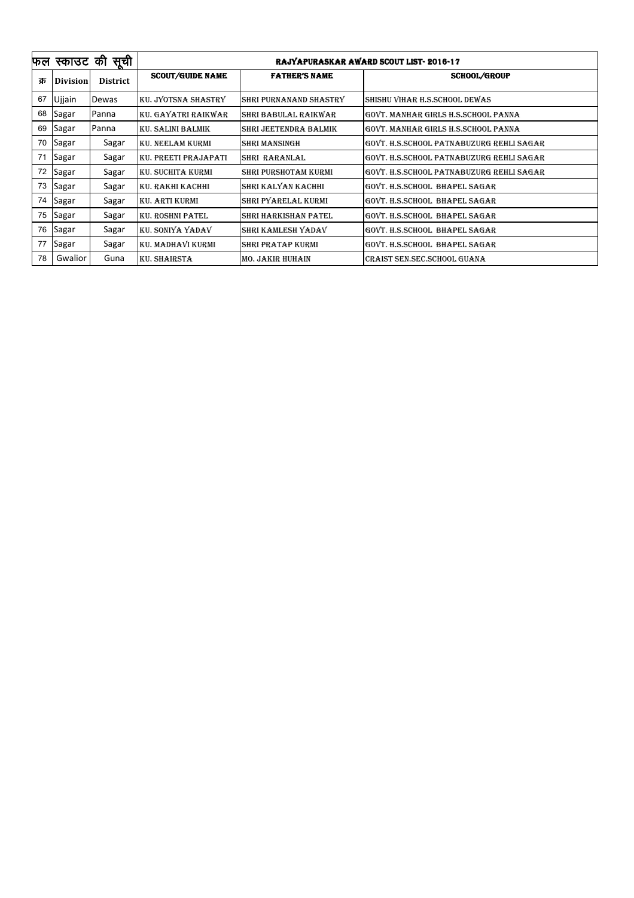| फल स्काउट की सूची | | | RAJYAPURASKAR AWARD SCOUT LIST- 2016-17 | | |
|---|---|---|---|---|---|
| क्र | Division | District | SCOUT/GUIDE NAME | FATHER'S NAME | SCHOOL/GROUP |
| 67 | Ujjain | Dewas | KU. JYOTSNA SHASTRY | SHRI PURNANAND SHASTRY | SHISHU VIHAR H.S.SCHOOL DEWAS |
| 68 | Sagar | Panna | KU. GAYATRI RAIKWAR | SHRI BABULAL RAIKWAR | GOVT. MANHAR GIRLS H.S.SCHOOL PANNA |
| 69 | Sagar | Panna | KU. SALINI BALMIK | SHRI JEETENDRA BALMIK | GOVT. MANHAR GIRLS H.S.SCHOOL PANNA |
| 70 | Sagar | Sagar | KU. NEELAM KURMI | SHRI MANSINGH | GOVT. H.S.SCHOOL PATNABUZURG REHLI SAGAR |
| 71 | Sagar | Sagar | KU. PREETI PRAJAPATI | SHRI RARANLAL | GOVT. H.S.SCHOOL PATNABUZURG REHLI SAGAR |
| 72 | Sagar | Sagar | KU. SUCHITA KURMI | SHRI PURSHOTAM KURMI | GOVT. H.S.SCHOOL PATNABUZURG REHLI SAGAR |
| 73 | Sagar | Sagar | KU. RAKHI KACHHI | SHRI KALYAN KACHHI | GOVT. H.S.SCHOOL BHAPEL SAGAR |
| 74 | Sagar | Sagar | KU. ARTI KURMI | SHRI PYARELAL KURMI | GOVT. H.S.SCHOOL BHAPEL SAGAR |
| 75 | Sagar | Sagar | KU. ROSHNI PATEL | SHRI HARKISHAN PATEL | GOVT. H.S.SCHOOL BHAPEL SAGAR |
| 76 | Sagar | Sagar | KU. SONIYA YADAV | SHRI KAMLESH YADAV | GOVT. H.S.SCHOOL BHAPEL SAGAR |
| 77 | Sagar | Sagar | KU. MADHAVI KURMI | SHRI PRATAP KURMI | GOVT. H.S.SCHOOL BHAPEL SAGAR |
| 78 | Gwalior | Guna | KU. SHAIRSTA | MO. JAKIR HUHAIN | CRAIST SEN.SEC.SCHOOL GUANA |